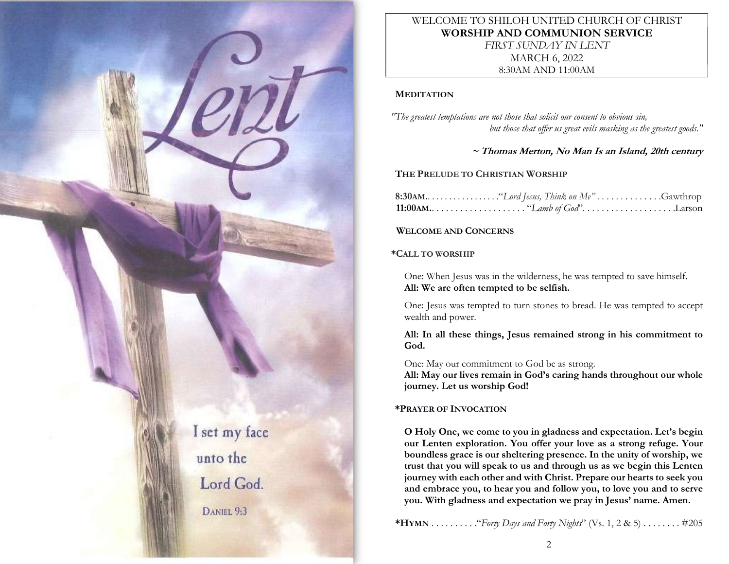Lent

I set my face unto the Lord God.

DANIEL 9:3

WELCOME TO SHILOH UNITED CHURCH OF CHRIST
**WORSHIP AND COMMUNION SERVICE**
*FIRST SUNDAY IN LENT*
MARCH 6, 2022
8:30AM AND 11:00AM

**MEDITATION**

*"The greatest temptations are not those that solicit our consent to obvious sin, but those that offer us great evils masking as the greatest goods."*

**~ Thomas Merton, No Man Is an Island, 20th century**

**THE PRELUDE TO CHRISTIAN WORSHIP**

**8:30AM**. . . . . . . . . . . . . . . . . .“*Lord Jesus, Think on Me*” . . . . . . . . . . . . . .Gawthrop
**11:00AM**. . . . . . . . . . . . . . . . . . . . “*Lamb of God*”. . . . . . . . . . . . . . . . . . . .Larson

**WELCOME AND CONCERNS**

**\*CALL TO WORSHIP**

One: When Jesus was in the wilderness, he was tempted to save himself.
**All: We are often tempted to be selfish.**

One: Jesus was tempted to turn stones to bread. He was tempted to accept wealth and power.

**All: In all these things, Jesus remained strong in his commitment to God.**

One: May our commitment to God be as strong.
**All: May our lives remain in God’s caring hands throughout our whole journey. Let us worship God!**

**\*PRAYER OF INVOCATION**

**O Holy One, we come to you in gladness and expectation. Let’s begin our Lenten exploration. You offer your love as a strong refuge. Your boundless grace is our sheltering presence. In the unity of worship, we trust that you will speak to us and through us as we begin this Lenten journey with each other and with Christ. Prepare our hearts to seek you and embrace you, to hear you and follow you, to love you and to serve you. With gladness and expectation we pray in Jesus’ name. Amen.**

**\*HYMN** . . . . . . . . . .“*Forty Days and Forty Nights*” (Vs. 1, 2 & 5) . . . . . . . . #205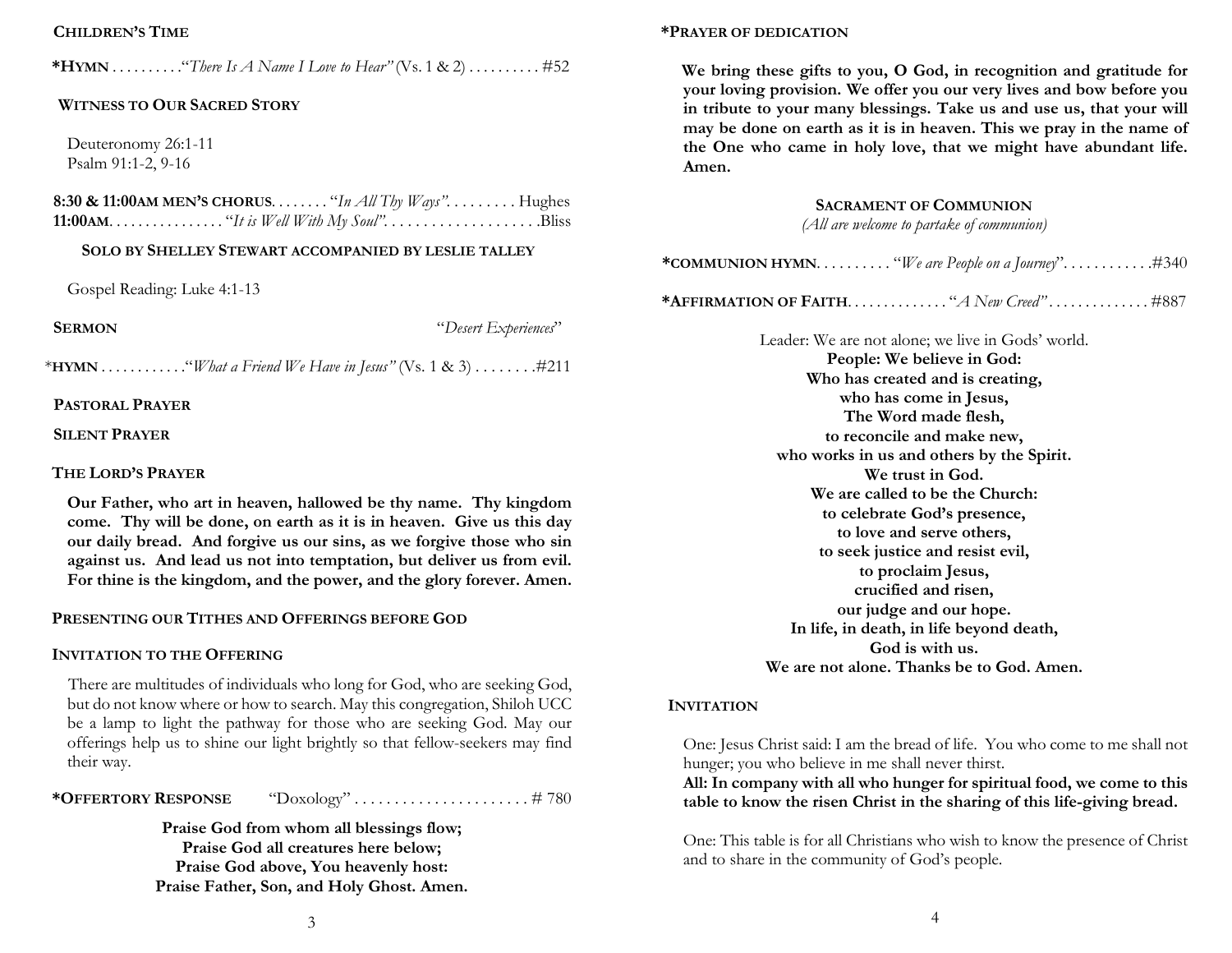**Children's Time**

***Hymn** . . . . . . . . . "*There Is A Name I Love to Hear"* (Vs. 1 & 2) . . . . . . . . . . #52

**Witness to Our Sacred Story**

Deuteronomy 26:1-11
Psalm 91:1-2, 9-16

**8:30 & 11:00am Men's Chorus**. . . . . . . . "*In All Thy Ways"*. . . . . . . . . Hughes
**11:00am**. . . . . . . . . . . . . . . . "*It is Well With My Soul"*. . . . . . . . . . . . . . . . . . . .Bliss

**Solo by Shelley Stewart accompanied by leslie talley**

Gospel Reading: Luke 4:1-13

**Sermon** "*Desert Experiences*"

***hymn** . . . . . . . . . . . ."*What a Friend We Have in Jesus"* (Vs. 1 & 3) . . . . . . . .#211

**Pastoral Prayer**

**Silent Prayer**

**The Lord's Prayer**

**Our Father, who art in heaven, hallowed be thy name. Thy kingdom come. Thy will be done, on earth as it is in heaven. Give us this day our daily bread. And forgive us our sins, as we forgive those who sin against us. And lead us not into temptation, but deliver us from evil. For thine is the kingdom, and the power, and the glory forever. Amen.**

**Presenting our Tithes and Offerings before God**

**Invitation to the Offering**

There are multitudes of individuals who long for God, who are seeking God, but do not know where or how to search. May this congregation, Shiloh UCC be a lamp to light the pathway for those who are seeking God. May our offerings help us to shine our light brightly so that fellow-seekers may find their way.

***Offertory Response** "Doxology" . . . . . . . . . . . . . . . . . . . . . . # 780

**Praise God from whom all blessings flow;**
**Praise God all creatures here below;**
**Praise God above, You heavenly host:**
**Praise Father, Son, and Holy Ghost. Amen.**

***Prayer of dedication**

**We bring these gifts to you, O God, in recognition and gratitude for your loving provision. We offer you our very lives and bow before you in tribute to your many blessings. Take us and use us, that your will may be done on earth as it is in heaven. This we pray in the name of the One who came in holy love, that we might have abundant life. Amen.**

**Sacrament of Communion**
*(All are welcome to partake of communion)*

***communion hymn**. . . . . . . . . . "*We are People on a Journey*". . . . . . . . . . . .#340

***Affirmation of Faith**. . . . . . . . . . . . . "*A New Creed"* . . . . . . . . . . . . . #887

Leader: We are not alone; we live in Gods' world.
**People: We believe in God:**
**Who has created and is creating,**
**who has come in Jesus,**
**The Word made flesh,**
**to reconcile and make new,**
**who works in us and others by the Spirit.**
**We trust in God.**
**We are called to be the Church:**
**to celebrate God's presence,**
**to love and serve others,**
**to seek justice and resist evil,**
**to proclaim Jesus,**
**crucified and risen,**
**our judge and our hope.**
**In life, in death, in life beyond death,**
**God is with us.**
**We are not alone. Thanks be to God. Amen.**

**Invitation**

One: Jesus Christ said: I am the bread of life. You who come to me shall not hunger; you who believe in me shall never thirst.
**All: In company with all who hunger for spiritual food, we come to this table to know the risen Christ in the sharing of this life-giving bread.**

One: This table is for all Christians who wish to know the presence of Christ and to share in the community of God's people.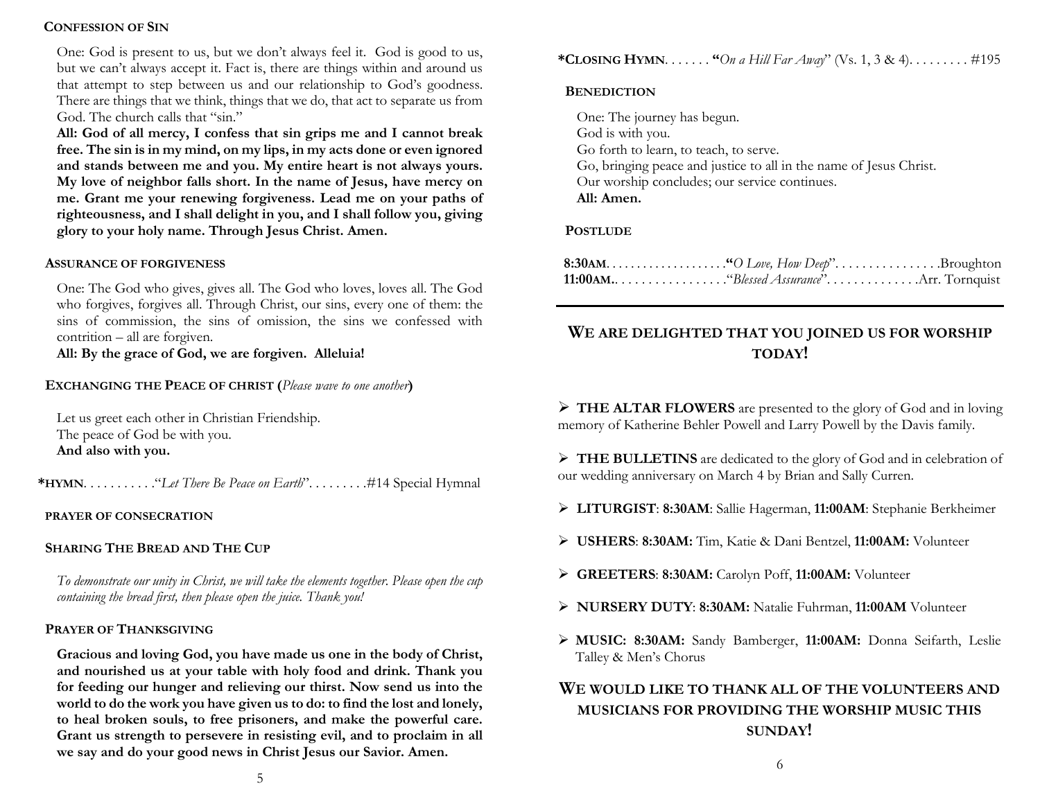### Confession of Sin

One: God is present to us, but we don't always feel it. God is good to us, but we can't always accept it. Fact is, there are things within and around us that attempt to step between us and our relationship to God's goodness. There are things that we think, things that we do, that act to separate us from God. The church calls that "sin."

**All: God of all mercy, I confess that sin grips me and I cannot break free. The sin is in my mind, on my lips, in my acts done or even ignored and stands between me and you. My entire heart is not always yours. My love of neighbor falls short. In the name of Jesus, have mercy on me. Grant me your renewing forgiveness. Lead me on your paths of righteousness, and I shall delight in you, and I shall follow you, giving glory to your holy name. Through Jesus Christ. Amen.**

### Assurance of Forgiveness

One: The God who gives, gives all. The God who loves, loves all. The God who forgives, forgives all. Through Christ, our sins, every one of them: the sins of commission, the sins of omission, the sins we confessed with contrition – all are forgiven.

**All: By the grace of God, we are forgiven. Alleluia!**

### Exchanging the Peace of Christ (*Please wave to one another*)

Let us greet each other in Christian Friendship.
The peace of God be with you.
**And also with you.**

**\*HYMN**. . . . . . . . . . "*Let There Be Peace on Earth*". . . . . . . . . #14 Special Hymnal

### Prayer of Consecration

### Sharing The Bread and The Cup

*To demonstrate our unity in Christ, we will take the elements together. Please open the cup containing the bread first, then please open the juice. Thank you!*

### Prayer of Thanksgiving

**Gracious and loving God, you have made us one in the body of Christ, and nourished us at your table with holy food and drink. Thank you for feeding our hunger and relieving our thirst. Now send us into the world to do the work you have given us to do: to find the lost and lonely, to heal broken souls, to free prisoners, and make the powerful care. Grant us strength to persevere in resisting evil, and to proclaim in all we say and do your good news in Christ Jesus our Savior. Amen.**

**\*CLOSING HYMN**. . . . . . . "*On a Hill Far Away*" (Vs. 1, 3 & 4). . . . . . . . . #195

### Benediction

One: The journey has begun.
God is with you.
Go forth to learn, to teach, to serve.
Go, bringing peace and justice to all in the name of Jesus Christ.
Our worship concludes; our service continues.
**All: Amen.**

### Postlude

**8:30AM**. . . . . . . . . . . . . . . . . . . "*O Love, How Deep*". . . . . . . . . . . . . . . . Broughton
**11:00AM**. . . . . . . . . . . . . . . . . "*Blessed Assurance*". . . . . . . . . . . . . . Arr. Tornquist

---

## We are delighted that you joined us for worship today!

- **THE ALTAR FLOWERS** are presented to the glory of God and in loving memory of Katherine Behler Powell and Larry Powell by the Davis family.
- **THE BULLETINS** are dedicated to the glory of God and in celebration of our wedding anniversary on March 4 by Brian and Sally Curren.
- **LITURGIST**: **8:30AM**: Sallie Hagerman, **11:00AM**: Stephanie Berkheimer
- **USHERS**: **8:30AM:** Tim, Katie & Dani Bentzel, **11:00AM:** Volunteer
- **GREETERS**: **8:30AM:** Carolyn Poff, **11:00AM:** Volunteer
- **NURSERY DUTY**: **8:30AM:** Natalie Fuhrman, **11:00AM** Volunteer
- **MUSIC: 8:30AM:** Sandy Bamberger, **11:00AM:** Donna Seifarth, Leslie Talley & Men's Chorus

## We would like to thank all of the volunteers and musicians for providing the worship music this Sunday!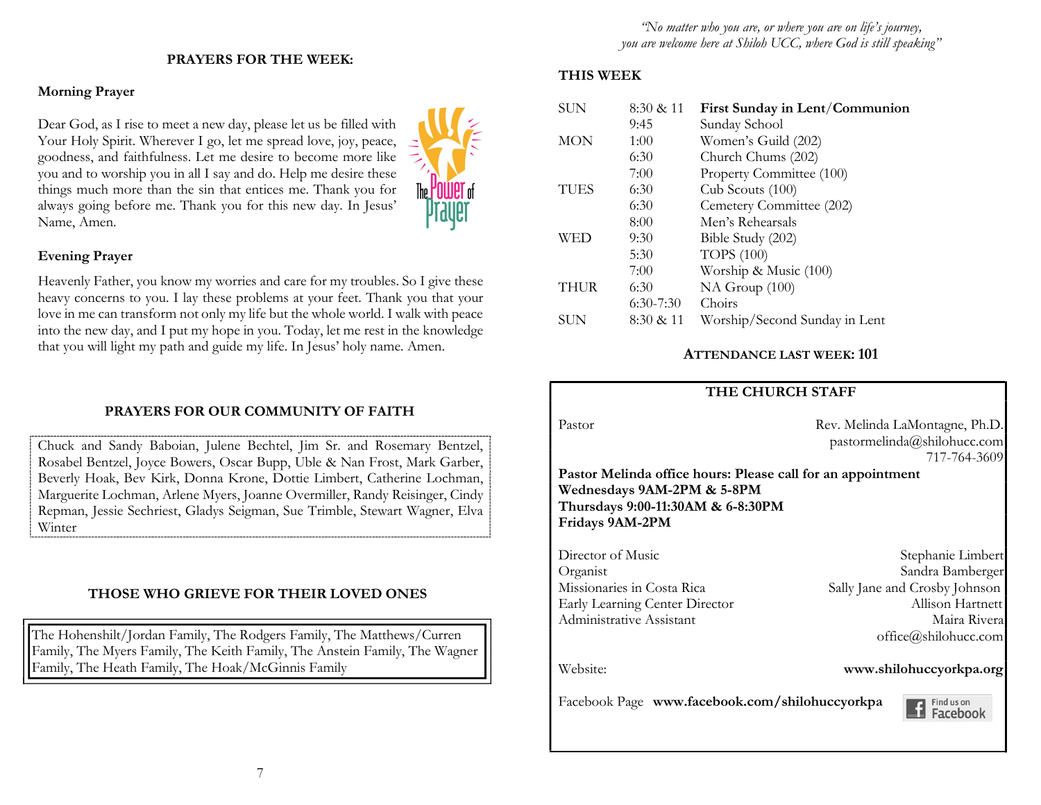## PRAYERS FOR THE WEEK:

### Morning Prayer

Dear God, as I rise to meet a new day, please let us be filled with Your Holy Spirit. Wherever I go, let me spread love, joy, peace, goodness, and faithfulness. Let me desire to become more like you and to worship you in all I say and do. Help me desire these things much more than the sin that entices me. Thank you for always going before me. Thank you for this new day. In Jesus' Name, Amen.

### Evening Prayer

Heavenly Father, you know my worries and care for my troubles. So I give these heavy concerns to you. I lay these problems at your feet. Thank you that your love in me can transform not only my life but the whole world. I walk with peace into the new day, and I put my hope in you. Today, let me rest in the knowledge that you will light my path and guide my life. In Jesus' holy name. Amen.

## PRAYERS FOR OUR COMMUNITY OF FAITH

Chuck and Sandy Baboian, Julene Bechtel, Jim Sr. and Rosemary Bentzel, Rosabel Bentzel, Joyce Bowers, Oscar Bupp, Uble & Nan Frost, Mark Garber, Beverly Hoak, Bev Kirk, Donna Krone, Dottie Limbert, Catherine Lochman, Marguerite Lochman, Arlene Myers, Joanne Overmiller, Randy Reisinger, Cindy Repman, Jessie Sechriest, Gladys Seigman, Sue Trimble, Stewart Wagner, Elva Winter

## THOSE WHO GRIEVE FOR THEIR LOVED ONES

The Hohenshilt/Jordan Family, The Rodgers Family, The Matthews/Curren Family, The Myers Family, The Keith Family, The Anstein Family, The Wagner Family, The Heath Family, The Hoak/McGinnis Family

*"No matter who you are, or where you are on life's journey, you are welcome here at Shiloh UCC, where God is still speaking"*

## THIS WEEK

| | | |
|---|---|---|
| SUN | 8:30 & 11 | **First Sunday in Lent/Communion** |
| | 9:45 | Sunday School |
| MON | 1:00 | Women's Guild (202) |
| | 6:30 | Church Chums (202) |
| | 7:00 | Property Committee (100) |
| TUES | 6:30 | Cub Scouts (100) |
| | 6:30 | Cemetery Committee (202) |
| | 8:00 | Men's Rehearsals |
| WED | 9:30 | Bible Study (202) |
| | 5:30 | TOPS (100) |
| | 7:00 | Worship & Music (100) |
| THUR | 6:30 | NA Group (100) |
| | 6:30-7:30 | Choirs |
| SUN | 8:30 & 11 | Worship/Second Sunday in Lent |

**ATTENDANCE LAST WEEK: 101**

## THE CHURCH STAFF

Pastor — Rev. Melinda LaMontagne, Ph.D.
pastormelinda@shilohucc.com
717-764-3609

**Pastor Melinda office hours: Please call for an appointment**
**Wednesdays 9AM-2PM & 5-8PM**
**Thursdays 9:00-11:30AM & 6-8:30PM**
**Fridays 9AM-2PM**

Director of Music — Stephanie Limbert
Organist — Sandra Bamberger
Missionaries in Costa Rica — Sally Jane and Crosby Johnson
Early Learning Center Director — Allison Hartnett
Administrative Assistant — Maira Rivera
office@shilohucc.com

Website: **www.shilohuccyorkpa.org**

Facebook Page **www.facebook.com/shilohuccyorkpa**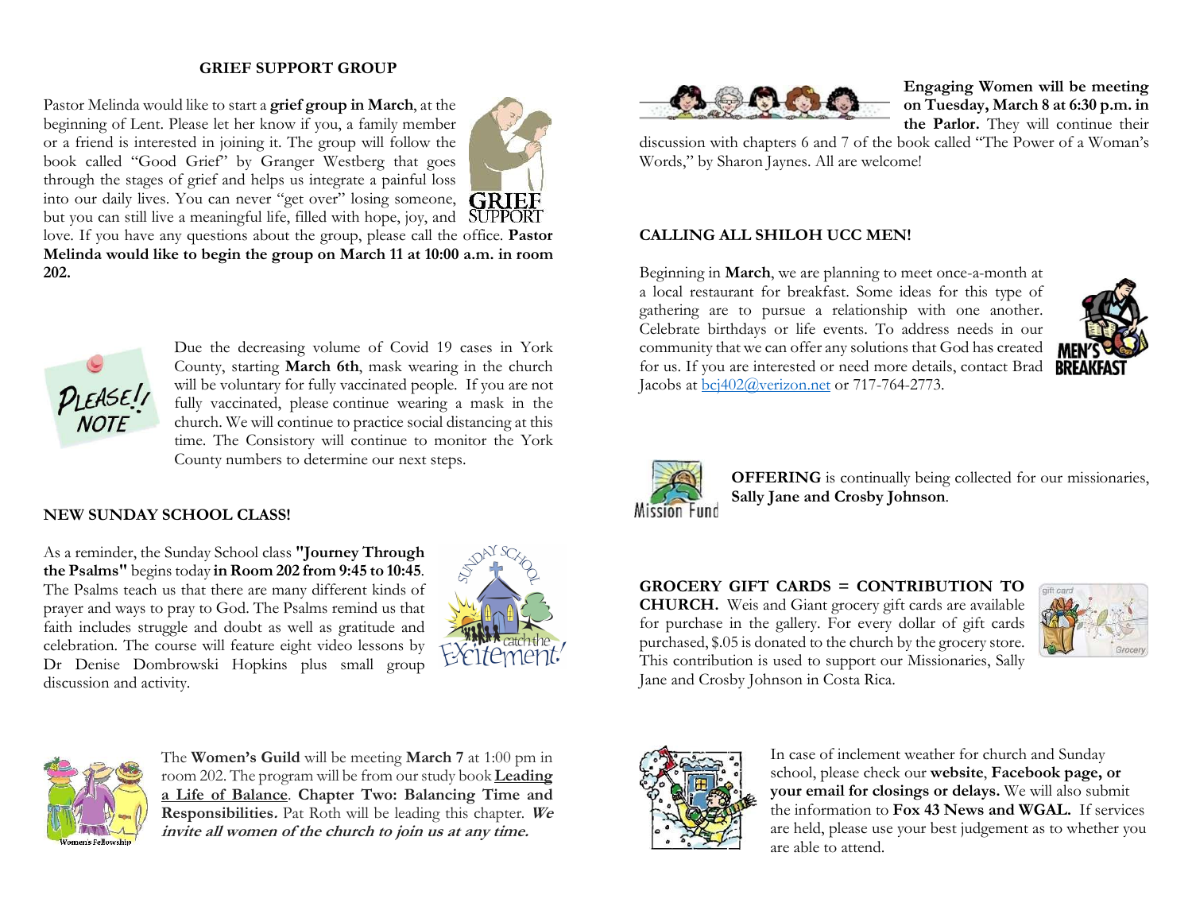## GRIEF SUPPORT GROUP

Pastor Melinda would like to start a **grief group in March**, at the beginning of Lent. Please let her know if you, a family member or a friend is interested in joining it. The group will follow the book called "Good Grief" by Granger Westberg that goes through the stages of grief and helps us integrate a painful loss into our daily lives. You can never "get over" losing someone, but you can still live a meaningful life, filled with hope, joy, and love. If you have any questions about the group, please call the office. **Pastor Melinda would like to begin the group on March 11 at 10:00 a.m. in room 202.**

Due the decreasing volume of Covid 19 cases in York County, starting **March 6th**, mask wearing in the church will be voluntary for fully vaccinated people. If you are not fully vaccinated, please continue wearing a mask in the church. We will continue to practice social distancing at this time. The Consistory will continue to monitor the York County numbers to determine our next steps.

## NEW SUNDAY SCHOOL CLASS!

As a reminder, the Sunday School class **"Journey Through the Psalms"** begins today **in Room 202 from 9:45 to 10:45**. The Psalms teach us that there are many different kinds of prayer and ways to pray to God. The Psalms remind us that faith includes struggle and doubt as well as gratitude and celebration. The course will feature eight video lessons by Dr Denise Dombrowski Hopkins plus small group discussion and activity.

The **Women's Guild** will be meeting **March 7** at 1:00 pm in room 202. The program will be from our study book **Leading a Life of Balance**. **Chapter Two: Balancing Time and Responsibilities.** Pat Roth will be leading this chapter. ***We invite all women of the church to join us at any time.***

**Engaging Women will be meeting on Tuesday, March 8 at 6:30 p.m. in the Parlor.** They will continue their discussion with chapters 6 and 7 of the book called "The Power of a Woman's Words," by Sharon Jaynes. All are welcome!

## CALLING ALL SHILOH UCC MEN!

Beginning in **March**, we are planning to meet once-a-month at a local restaurant for breakfast. Some ideas for this type of gathering are to pursue a relationship with one another. Celebrate birthdays or life events. To address needs in our community that we can offer any solutions that God has created for us. If you are interested or need more details, contact Brad Jacobs at bcj402@verizon.net or 717-764-2773.

**OFFERING** is continually being collected for our missionaries, **Sally Jane and Crosby Johnson**.

**GROCERY GIFT CARDS = CONTRIBUTION TO CHURCH.** Weis and Giant grocery gift cards are available for purchase in the gallery. For every dollar of gift cards purchased, $.05 is donated to the church by the grocery store. This contribution is used to support our Missionaries, Sally Jane and Crosby Johnson in Costa Rica.

In case of inclement weather for church and Sunday school, please check our **website**, **Facebook page, or your email for closings or delays.** We will also submit the information to **Fox 43 News and WGAL.** If services are held, please use your best judgement as to whether you are able to attend.